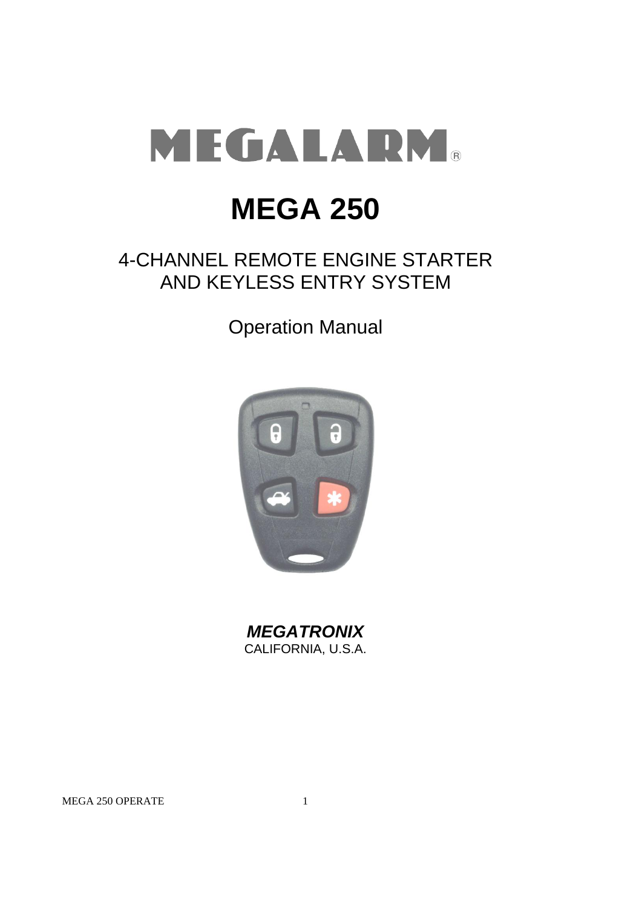# MEGALARM®

# MEGA 250

## 4-CHANNEL REMOTE ENGINE STARTER AND KEYLESS ENTRY SYSTEM

Operation Manual

***MEGATRONIX***
CALIFORNIA, U.S.A.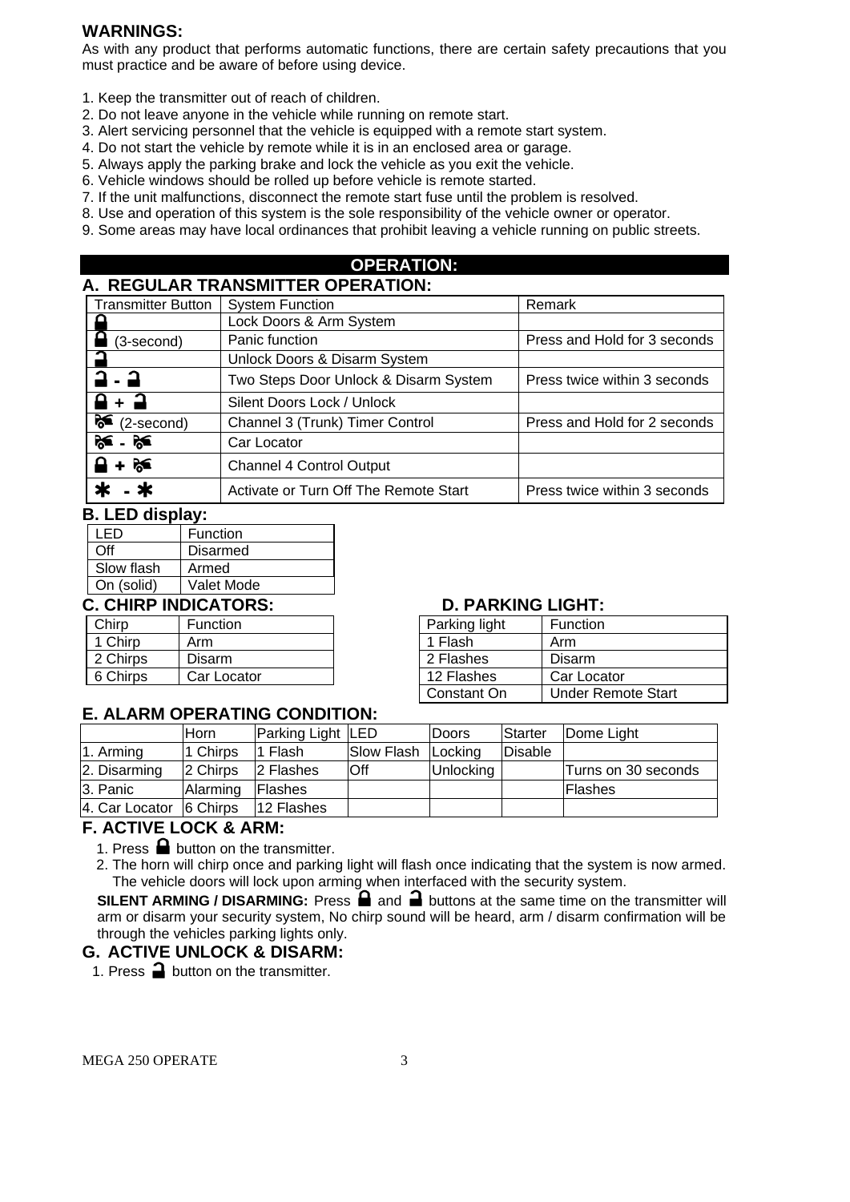## WARNINGS:

As with any product that performs automatic functions, there are certain safety precautions that you must practice and be aware of before using device.

1. Keep the transmitter out of reach of children.
2. Do not leave anyone in the vehicle while running on remote start.
3. Alert servicing personnel that the vehicle is equipped with a remote start system.
4. Do not start the vehicle by remote while it is in an enclosed area or garage.
5. Always apply the parking brake and lock the vehicle as you exit the vehicle.
6. Vehicle windows should be rolled up before vehicle is remote started.
7. If the unit malfunctions, disconnect the remote start fuse until the problem is resolved.
8. Use and operation of this system is the sole responsibility of the vehicle owner or operator.
9. Some areas may have local ordinances that prohibit leaving a vehicle running on public streets.

## OPERATION:

### A. REGULAR TRANSMITTER OPERATION:

| Transmitter Button | System Function | Remark |
|---|---|---|
| 🔒 | Lock Doors & Arm System | |
| 🔒 (3-second) | Panic function | Press and Hold for 3 seconds |
| 🔓 | Unlock Doors & Disarm System | |
| 🔓 - 🔓 | Two Steps Door Unlock & Disarm System | Press twice within 3 seconds |
| 🔒 + 🔓 | Silent Doors Lock / Unlock | |
| 🚘 (2-second) | Channel 3 (Trunk) Timer Control | Press and Hold for 2 seconds |
| 🚘 - 🚘 | Car Locator | |
| 🔒 + 🚘 | Channel 4 Control Output | |
| ✱ - ✱ | Activate or Turn Off The Remote Start | Press twice within 3 seconds |

### B. LED display:

| LED | Function |
|---|---|
| Off | Disarmed |
| Slow flash | Armed |
| On (solid) | Valet Mode |

### C. CHIRP INDICATORS:

| Chirp | Function |
|---|---|
| 1 Chirp | Arm |
| 2 Chirps | Disarm |
| 6 Chirps | Car Locator |

### D. PARKING LIGHT:

| Parking light | Function |
|---|---|
| 1 Flash | Arm |
| 2 Flashes | Disarm |
| 12 Flashes | Car Locator |
| Constant On | Under Remote Start |

### E. ALARM OPERATING CONDITION:

| | Horn | Parking Light | LED | Doors | Starter | Dome Light |
|---|---|---|---|---|---|---|
| 1. Arming | 1 Chirps | 1 Flash | Slow Flash | Locking | Disable | |
| 2. Disarming | 2 Chirps | 2 Flashes | Off | Unlocking | | Turns on 30 seconds |
| 3. Panic | Alarming | Flashes | | | | Flashes |
| 4. Car Locator | 6 Chirps | 12 Flashes | | | | |

### F. ACTIVE LOCK & ARM:

1. Press 🔒 button on the transmitter.
2. The horn will chirp once and parking light will flash once indicating that the system is now armed. The vehicle doors will lock upon arming when interfaced with the security system.

**SILENT ARMING / DISARMING:** Press 🔒 and 🔓 buttons at the same time on the transmitter will arm or disarm your security system, No chirp sound will be heard, arm / disarm confirmation will be through the vehicles parking lights only.

### G. ACTIVE UNLOCK & DISARM:

1. Press 🔓 button on the transmitter.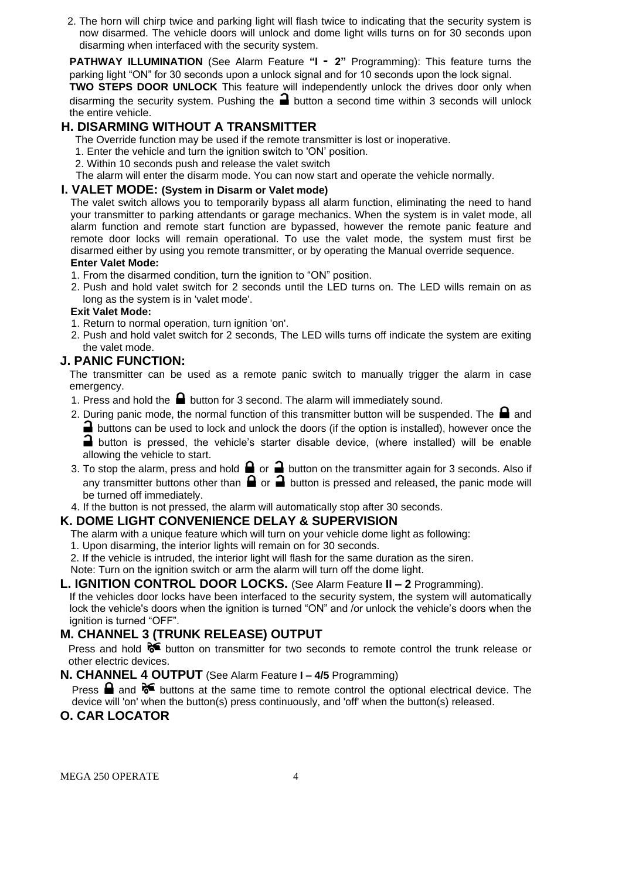2. The horn will chirp twice and parking light will flash twice to indicating that the security system is now disarmed. The vehicle doors will unlock and dome light wills turns on for 30 seconds upon disarming when interfaced with the security system.

**PATHWAY ILLUMINATION** (See Alarm Feature **"I - 2"** Programming): This feature turns the parking light "ON" for 30 seconds upon a unlock signal and for 10 seconds upon the lock signal.

**TWO STEPS DOOR UNLOCK** This feature will independently unlock the drives door only when disarming the security system. Pushing the 🔓 button a second time within 3 seconds will unlock the entire vehicle.

## H. DISARMING WITHOUT A TRANSMITTER

The Override function may be used if the remote transmitter is lost or inoperative.

1. Enter the vehicle and turn the ignition switch to 'ON' position.
2. Within 10 seconds push and release the valet switch

The alarm will enter the disarm mode. You can now start and operate the vehicle normally.

## I. VALET MODE: (System in Disarm or Valet mode)

The valet switch allows you to temporarily bypass all alarm function, eliminating the need to hand your transmitter to parking attendants or garage mechanics. When the system is in valet mode, all alarm function and remote start function are bypassed, however the remote panic feature and remote door locks will remain operational. To use the valet mode, the system must first be disarmed either by using you remote transmitter, or by operating the Manual override sequence.

**Enter Valet Mode:**

1. From the disarmed condition, turn the ignition to "ON" position.
2. Push and hold valet switch for 2 seconds until the LED turns on. The LED wills remain on as long as the system is in 'valet mode'.

**Exit Valet Mode:**

1. Return to normal operation, turn ignition 'on'.
2. Push and hold valet switch for 2 seconds, The LED wills turns off indicate the system are exiting the valet mode.

## J. PANIC FUNCTION:

The transmitter can be used as a remote panic switch to manually trigger the alarm in case emergency.

1. Press and hold the 🔒 button for 3 second. The alarm will immediately sound.
2. During panic mode, the normal function of this transmitter button will be suspended. The 🔒 and 🔓 buttons can be used to lock and unlock the doors (if the option is installed), however once the 🔓 button is pressed, the vehicle's starter disable device, (where installed) will be enable allowing the vehicle to start.
3. To stop the alarm, press and hold 🔒 or 🔓 button on the transmitter again for 3 seconds. Also if any transmitter buttons other than 🔒 or 🔓 button is pressed and released, the panic mode will be turned off immediately.
4. If the button is not pressed, the alarm will automatically stop after 30 seconds.

## K. DOME LIGHT CONVENIENCE DELAY & SUPERVISION

The alarm with a unique feature which will turn on your vehicle dome light as following:

1. Upon disarming, the interior lights will remain on for 30 seconds.
2. If the vehicle is intruded, the interior light will flash for the same duration as the siren.

Note: Turn on the ignition switch or arm the alarm will turn off the dome light.

## L. IGNITION CONTROL DOOR LOCKS. (See Alarm Feature **II – 2** Programming).

If the vehicles door locks have been interfaced to the security system, the system will automatically lock the vehicle's doors when the ignition is turned "ON" and /or unlock the vehicle's doors when the ignition is turned "OFF".

## M. CHANNEL 3 (TRUNK RELEASE) OUTPUT

Press and hold 🚗 button on transmitter for two seconds to remote control the trunk release or other electric devices.

## N. CHANNEL 4 OUTPUT (See Alarm Feature **I – 4/5** Programming)

Press 🔒 and 🚗 buttons at the same time to remote control the optional electrical device. The device will 'on' when the button(s) press continuously, and 'off' when the button(s) released.

## O. CAR LOCATOR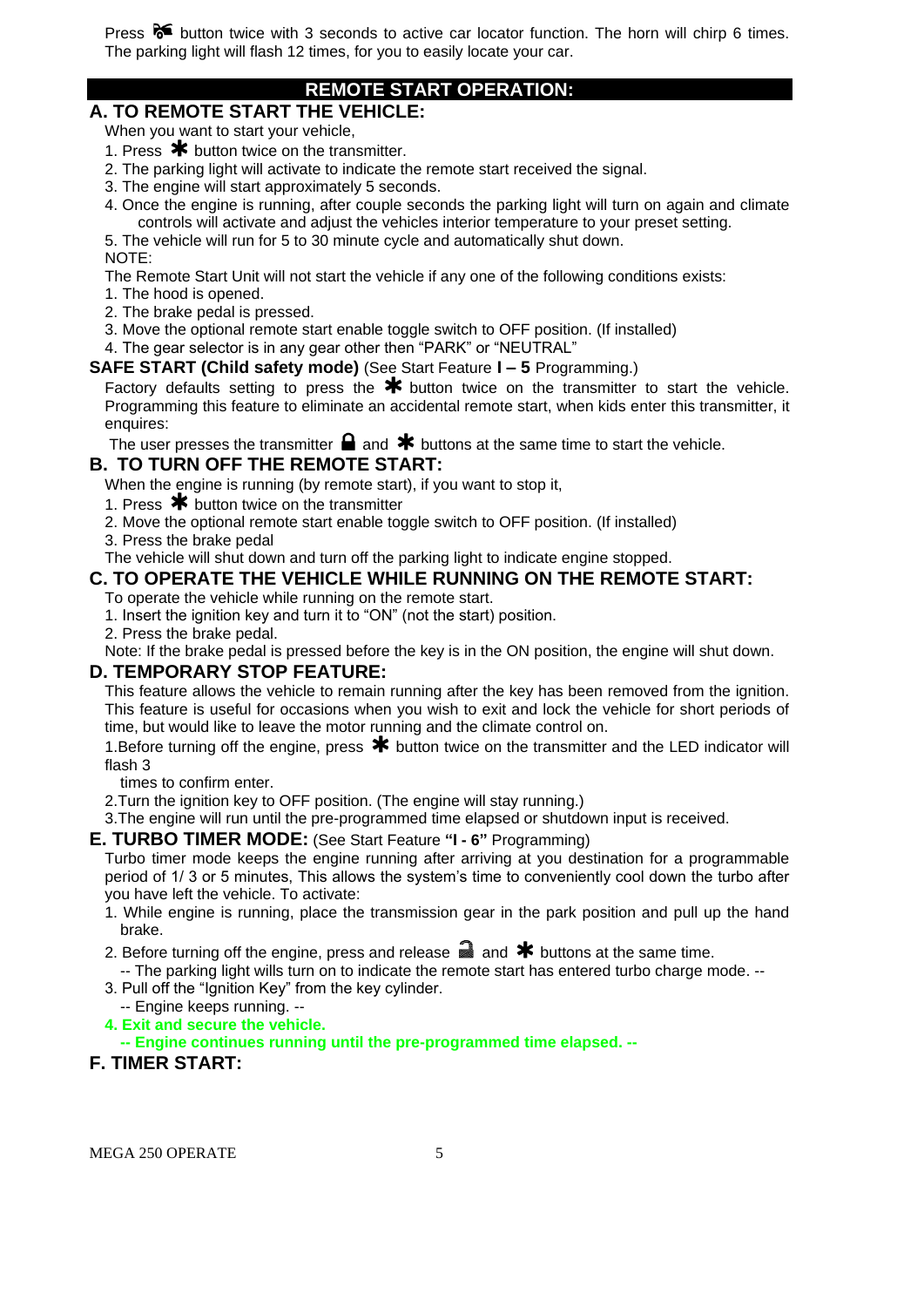Press 🚗 button twice with 3 seconds to active car locator function. The horn will chirp 6 times. The parking light will flash 12 times, for you to easily locate your car.

## REMOTE START OPERATION:

### A. TO REMOTE START THE VEHICLE:

When you want to start your vehicle,

1. Press ✱ button twice on the transmitter.
2. The parking light will activate to indicate the remote start received the signal.
3. The engine will start approximately 5 seconds.
4. Once the engine is running, after couple seconds the parking light will turn on again and climate controls will activate and adjust the vehicles interior temperature to your preset setting.
5. The vehicle will run for 5 to 30 minute cycle and automatically shut down.

NOTE:

The Remote Start Unit will not start the vehicle if any one of the following conditions exists:

1. The hood is opened.
2. The brake pedal is pressed.
3. Move the optional remote start enable toggle switch to OFF position. (If installed)
4. The gear selector is in any gear other then "PARK" or "NEUTRAL"

**SAFE START (Child safety mode)** (See Start Feature **I – 5** Programming.)

Factory defaults setting to press the ✱ button twice on the transmitter to start the vehicle. Programming this feature to eliminate an accidental remote start, when kids enter this transmitter, it enquires:

The user presses the transmitter 🔒 and ✱ buttons at the same time to start the vehicle.

### B. TO TURN OFF THE REMOTE START:

When the engine is running (by remote start), if you want to stop it,

1. Press ✱ button twice on the transmitter
2. Move the optional remote start enable toggle switch to OFF position. (If installed)
3. Press the brake pedal

The vehicle will shut down and turn off the parking light to indicate engine stopped.

### C. TO OPERATE THE VEHICLE WHILE RUNNING ON THE REMOTE START:

To operate the vehicle while running on the remote start.

1. Insert the ignition key and turn it to "ON" (not the start) position.
2. Press the brake pedal.

Note: If the brake pedal is pressed before the key is in the ON position, the engine will shut down.

### D. TEMPORARY STOP FEATURE:

This feature allows the vehicle to remain running after the key has been removed from the ignition. This feature is useful for occasions when you wish to exit and lock the vehicle for short periods of time, but would like to leave the motor running and the climate control on.

1.Before turning off the engine, press ✱ button twice on the transmitter and the LED indicator will flash 3 times to confirm enter.

2.Turn the ignition key to OFF position. (The engine will stay running.)

3.The engine will run until the pre-programmed time elapsed or shutdown input is received.

### E. TURBO TIMER MODE: (See Start Feature **"I - 6"** Programming)

Turbo timer mode keeps the engine running after arriving at you destination for a programmable period of 1/ 3 or 5 minutes, This allows the system's time to conveniently cool down the turbo after you have left the vehicle. To activate:

1. While engine is running, place the transmission gear in the park position and pull up the hand brake.
2. Before turning off the engine, press and release 🔓 and ✱ buttons at the same time.
   -- The parking light wills turn on to indicate the remote start has entered turbo charge mode. --
3. Pull off the "Ignition Key" from the key cylinder.
   -- Engine keeps running. --
4. **Exit and secure the vehicle.**
   **-- Engine continues running until the pre-programmed time elapsed. --**

### F. TIMER START: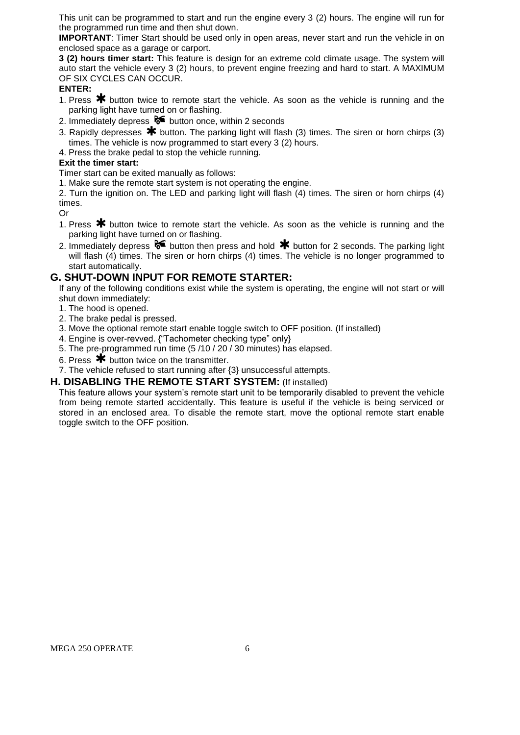This unit can be programmed to start and run the engine every 3 (2) hours. The engine will run for the programmed run time and then shut down.

**IMPORTANT**: Timer Start should be used only in open areas, never start and run the vehicle in on enclosed space as a garage or carport.

**3 (2) hours timer start:** This feature is design for an extreme cold climate usage. The system will auto start the vehicle every 3 (2) hours, to prevent engine freezing and hard to start. A MAXIMUM OF SIX CYCLES CAN OCCUR.

**ENTER:**

1. Press ✱ button twice to remote start the vehicle. As soon as the vehicle is running and the parking light have turned on or flashing.
2. Immediately depress 🚘 button once, within 2 seconds
3. Rapidly depresses ✱ button. The parking light will flash (3) times. The siren or horn chirps (3) times. The vehicle is now programmed to start every 3 (2) hours.
4. Press the brake pedal to stop the vehicle running.

**Exit the timer start:**

Timer start can be exited manually as follows:

1. Make sure the remote start system is not operating the engine.
2. Turn the ignition on. The LED and parking light will flash (4) times. The siren or horn chirps (4) times.

Or

1. Press ✱ button twice to remote start the vehicle. As soon as the vehicle is running and the parking light have turned on or flashing.
2. Immediately depress 🚘 button then press and hold ✱ button for 2 seconds. The parking light will flash (4) times. The siren or horn chirps (4) times. The vehicle is no longer programmed to start automatically.

## G. SHUT-DOWN INPUT FOR REMOTE STARTER:

If any of the following conditions exist while the system is operating, the engine will not start or will shut down immediately:

1. The hood is opened.
2. The brake pedal is pressed.
3. Move the optional remote start enable toggle switch to OFF position. (If installed)
4. Engine is over-revved. {"Tachometer checking type" only}
5. The pre-programmed run time (5 /10 / 20 / 30 minutes) has elapsed.
6. Press ✱ button twice on the transmitter.
7. The vehicle refused to start running after {3} unsuccessful attempts.

## H. DISABLING THE REMOTE START SYSTEM: (If installed)

This feature allows your system's remote start unit to be temporarily disabled to prevent the vehicle from being remote started accidentally. This feature is useful if the vehicle is being serviced or stored in an enclosed area. To disable the remote start, move the optional remote start enable toggle switch to the OFF position.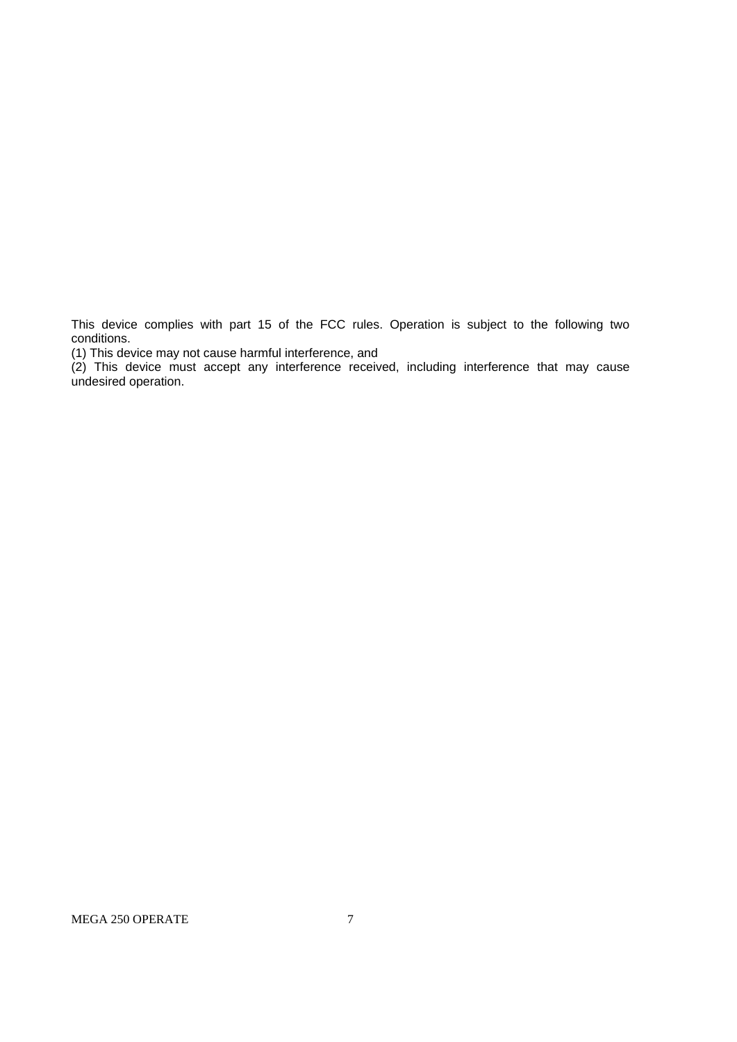This device complies with part 15 of the FCC rules. Operation is subject to the following two conditions.

(1) This device may not cause harmful interference, and

(2) This device must accept any interference received, including interference that may cause undesired operation.